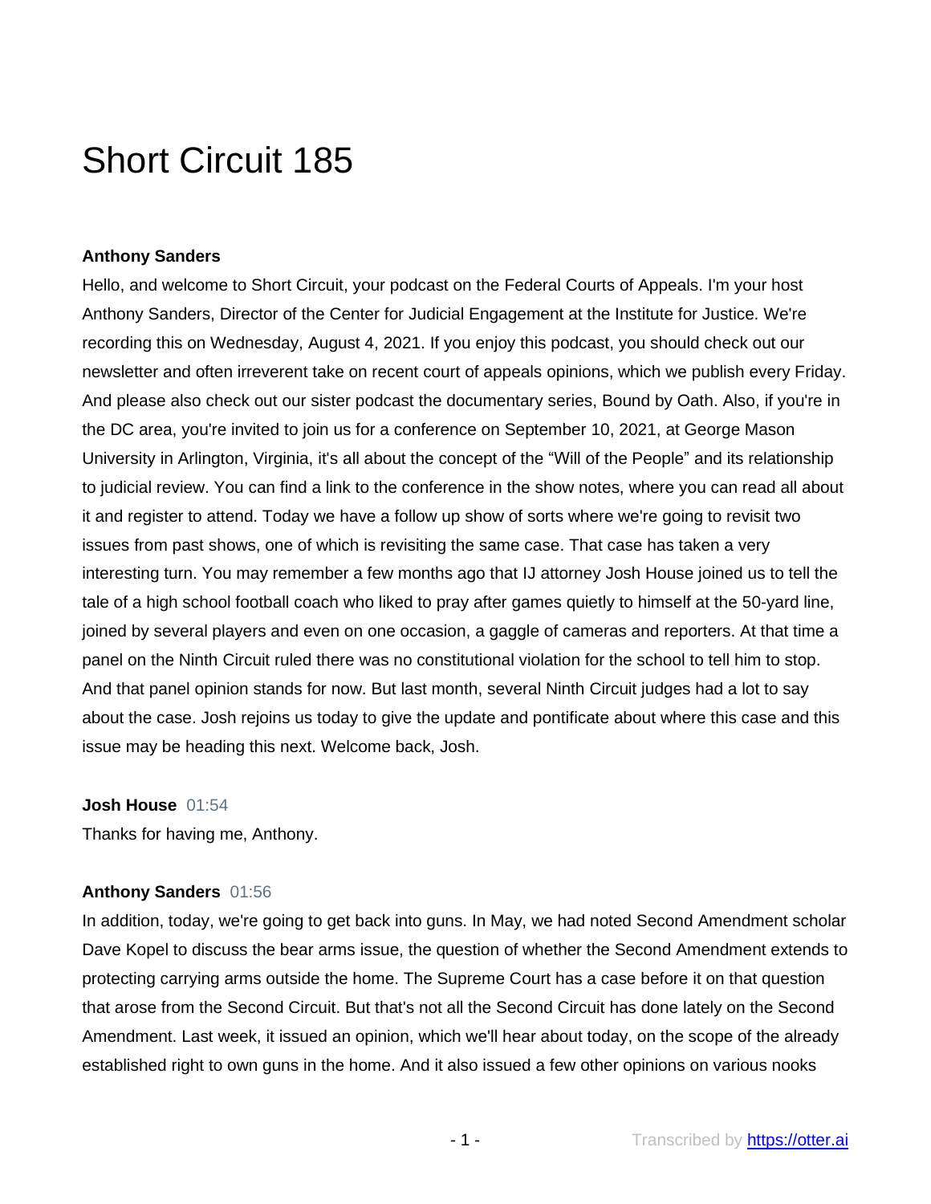# Short Circuit 185

**Anthony Sanders**

Hello, and welcome to Short Circuit, your podcast on the Federal Courts of Appeals. I'm your host Anthony Sanders, Director of the Center for Judicial Engagement at the Institute for Justice. We're recording this on Wednesday, August 4, 2021. If you enjoy this podcast, you should check out our newsletter and often irreverent take on recent court of appeals opinions, which we publish every Friday. And please also check out our sister podcast the documentary series, Bound by Oath. Also, if you're in the DC area, you're invited to join us for a conference on September 10, 2021, at George Mason University in Arlington, Virginia, it's all about the concept of the "Will of the People" and its relationship to judicial review. You can find a link to the conference in the show notes, where you can read all about it and register to attend. Today we have a follow up show of sorts where we're going to revisit two issues from past shows, one of which is revisiting the same case. That case has taken a very interesting turn. You may remember a few months ago that IJ attorney Josh House joined us to tell the tale of a high school football coach who liked to pray after games quietly to himself at the 50-yard line, joined by several players and even on one occasion, a gaggle of cameras and reporters. At that time a panel on the Ninth Circuit ruled there was no constitutional violation for the school to tell him to stop. And that panel opinion stands for now. But last month, several Ninth Circuit judges had a lot to say about the case. Josh rejoins us today to give the update and pontificate about where this case and this issue may be heading this next. Welcome back, Josh.

**Josh House** 01:54

Thanks for having me, Anthony.

**Anthony Sanders** 01:56

In addition, today, we're going to get back into guns. In May, we had noted Second Amendment scholar Dave Kopel to discuss the bear arms issue, the question of whether the Second Amendment extends to protecting carrying arms outside the home. The Supreme Court has a case before it on that question that arose from the Second Circuit. But that's not all the Second Circuit has done lately on the Second Amendment. Last week, it issued an opinion, which we'll hear about today, on the scope of the already established right to own guns in the home. And it also issued a few other opinions on various nooks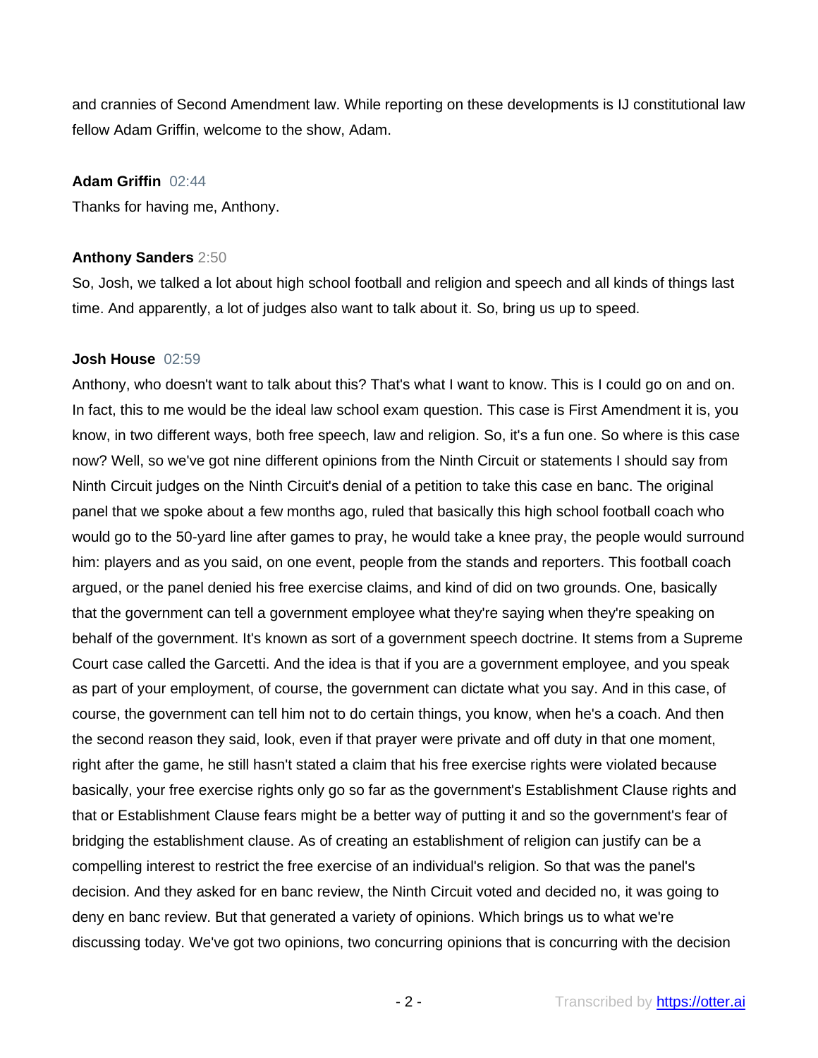and crannies of Second Amendment law. While reporting on these developments is IJ constitutional law fellow Adam Griffin, welcome to the show, Adam.

**Adam Griffin** 02:44

Thanks for having me, Anthony.

**Anthony Sanders** 2:50

So, Josh, we talked a lot about high school football and religion and speech and all kinds of things last time. And apparently, a lot of judges also want to talk about it. So, bring us up to speed.

**Josh House** 02:59

Anthony, who doesn't want to talk about this? That's what I want to know. This is I could go on and on. In fact, this to me would be the ideal law school exam question. This case is First Amendment it is, you know, in two different ways, both free speech, law and religion. So, it's a fun one. So where is this case now? Well, so we've got nine different opinions from the Ninth Circuit or statements I should say from Ninth Circuit judges on the Ninth Circuit's denial of a petition to take this case en banc. The original panel that we spoke about a few months ago, ruled that basically this high school football coach who would go to the 50-yard line after games to pray, he would take a knee pray, the people would surround him: players and as you said, on one event, people from the stands and reporters. This football coach argued, or the panel denied his free exercise claims, and kind of did on two grounds. One, basically that the government can tell a government employee what they're saying when they're speaking on behalf of the government. It's known as sort of a government speech doctrine. It stems from a Supreme Court case called the Garcetti. And the idea is that if you are a government employee, and you speak as part of your employment, of course, the government can dictate what you say. And in this case, of course, the government can tell him not to do certain things, you know, when he's a coach. And then the second reason they said, look, even if that prayer were private and off duty in that one moment, right after the game, he still hasn't stated a claim that his free exercise rights were violated because basically, your free exercise rights only go so far as the government's Establishment Clause rights and that or Establishment Clause fears might be a better way of putting it and so the government's fear of bridging the establishment clause. As of creating an establishment of religion can justify can be a compelling interest to restrict the free exercise of an individual's religion. So that was the panel's decision. And they asked for en banc review, the Ninth Circuit voted and decided no, it was going to deny en banc review. But that generated a variety of opinions. Which brings us to what we're discussing today. We've got two opinions, two concurring opinions that is concurring with the decision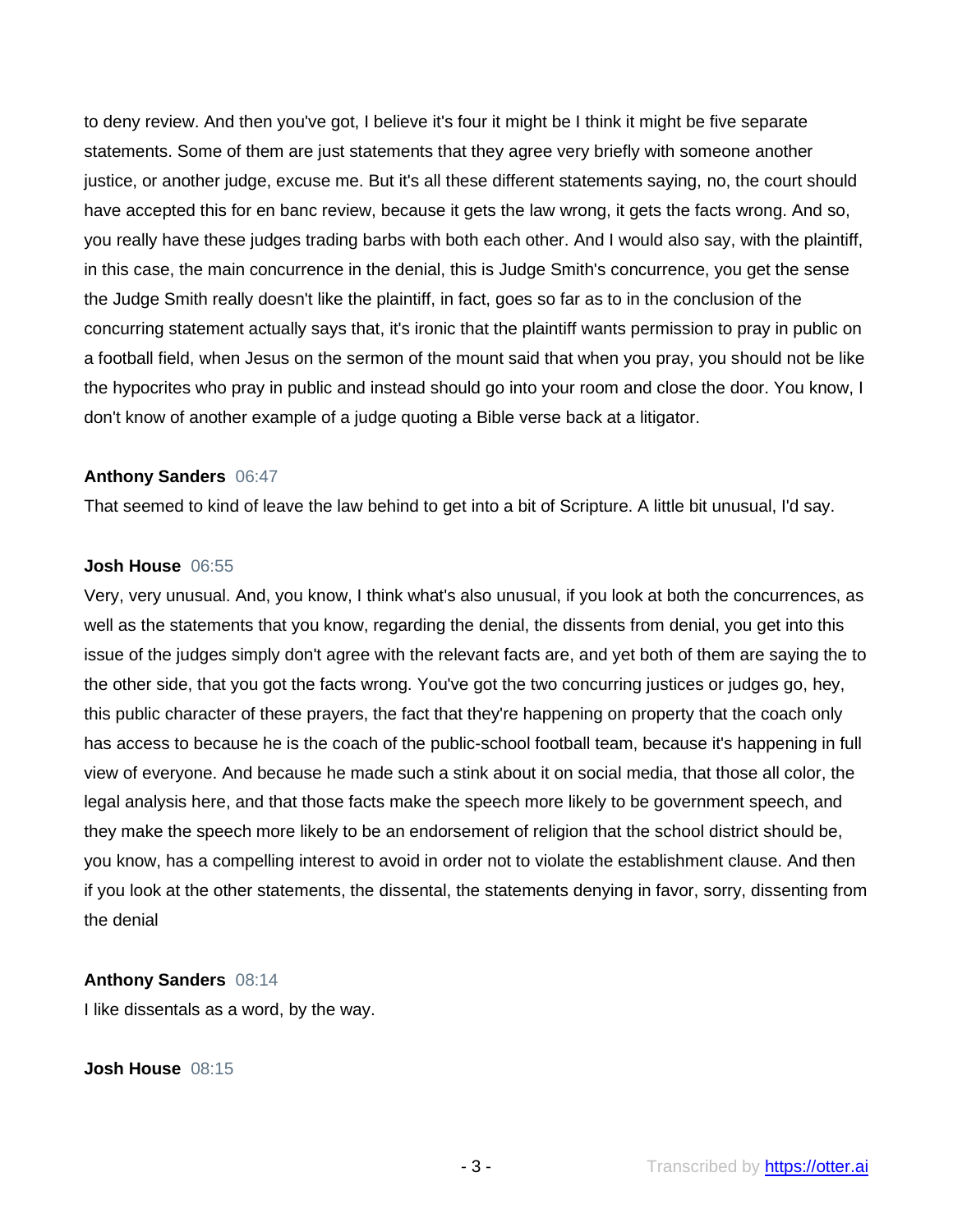to deny review. And then you've got, I believe it's four it might be I think it might be five separate statements. Some of them are just statements that they agree very briefly with someone another justice, or another judge, excuse me. But it's all these different statements saying, no, the court should have accepted this for en banc review, because it gets the law wrong, it gets the facts wrong. And so, you really have these judges trading barbs with both each other. And I would also say, with the plaintiff, in this case, the main concurrence in the denial, this is Judge Smith's concurrence, you get the sense the Judge Smith really doesn't like the plaintiff, in fact, goes so far as to in the conclusion of the concurring statement actually says that, it's ironic that the plaintiff wants permission to pray in public on a football field, when Jesus on the sermon of the mount said that when you pray, you should not be like the hypocrites who pray in public and instead should go into your room and close the door. You know, I don't know of another example of a judge quoting a Bible verse back at a litigator.

**Anthony Sanders** 06:47

That seemed to kind of leave the law behind to get into a bit of Scripture. A little bit unusual, I'd say.

**Josh House** 06:55

Very, very unusual. And, you know, I think what's also unusual, if you look at both the concurrences, as well as the statements that you know, regarding the denial, the dissents from denial, you get into this issue of the judges simply don't agree with the relevant facts are, and yet both of them are saying the to the other side, that you got the facts wrong. You've got the two concurring justices or judges go, hey, this public character of these prayers, the fact that they're happening on property that the coach only has access to because he is the coach of the public-school football team, because it's happening in full view of everyone. And because he made such a stink about it on social media, that those all color, the legal analysis here, and that those facts make the speech more likely to be government speech, and they make the speech more likely to be an endorsement of religion that the school district should be, you know, has a compelling interest to avoid in order not to violate the establishment clause. And then if you look at the other statements, the dissental, the statements denying in favor, sorry, dissenting from the denial

**Anthony Sanders** 08:14

I like dissentals as a word, by the way.

**Josh House** 08:15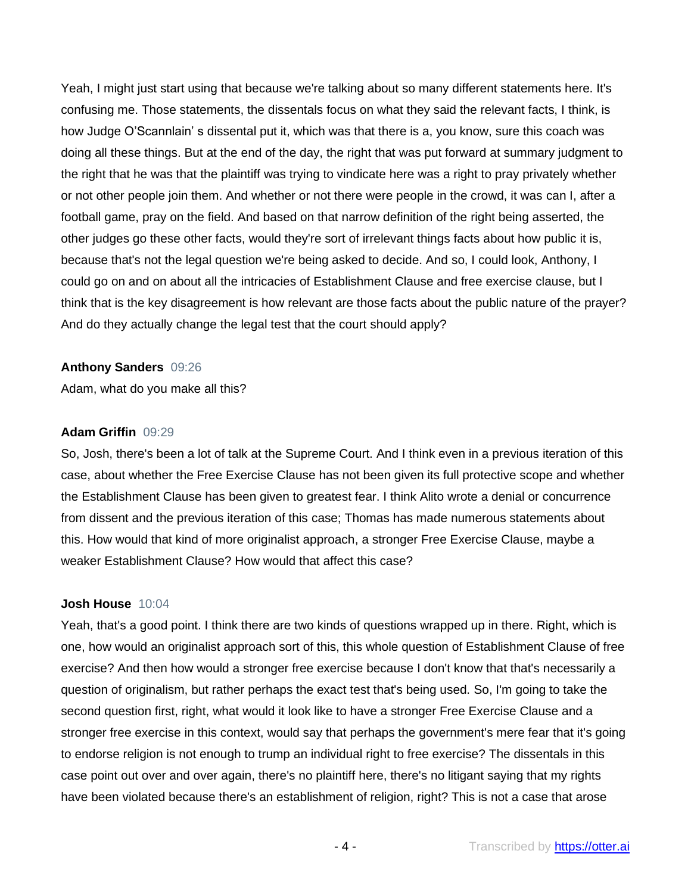Yeah, I might just start using that because we're talking about so many different statements here. It's confusing me. Those statements, the dissentals focus on what they said the relevant facts, I think, is how Judge O'Scannlain' s dissental put it, which was that there is a, you know, sure this coach was doing all these things. But at the end of the day, the right that was put forward at summary judgment to the right that he was that the plaintiff was trying to vindicate here was a right to pray privately whether or not other people join them. And whether or not there were people in the crowd, it was can I, after a football game, pray on the field. And based on that narrow definition of the right being asserted, the other judges go these other facts, would they're sort of irrelevant things facts about how public it is, because that's not the legal question we're being asked to decide. And so, I could look, Anthony, I could go on and on about all the intricacies of Establishment Clause and free exercise clause, but I think that is the key disagreement is how relevant are those facts about the public nature of the prayer? And do they actually change the legal test that the court should apply?

**Anthony Sanders** 09:26

Adam, what do you make all this?

**Adam Griffin** 09:29

So, Josh, there's been a lot of talk at the Supreme Court. And I think even in a previous iteration of this case, about whether the Free Exercise Clause has not been given its full protective scope and whether the Establishment Clause has been given to greatest fear. I think Alito wrote a denial or concurrence from dissent and the previous iteration of this case; Thomas has made numerous statements about this. How would that kind of more originalist approach, a stronger Free Exercise Clause, maybe a weaker Establishment Clause? How would that affect this case?

**Josh House** 10:04

Yeah, that's a good point. I think there are two kinds of questions wrapped up in there. Right, which is one, how would an originalist approach sort of this, this whole question of Establishment Clause of free exercise? And then how would a stronger free exercise because I don't know that that's necessarily a question of originalism, but rather perhaps the exact test that's being used. So, I'm going to take the second question first, right, what would it look like to have a stronger Free Exercise Clause and a stronger free exercise in this context, would say that perhaps the government's mere fear that it's going to endorse religion is not enough to trump an individual right to free exercise? The dissentals in this case point out over and over again, there's no plaintiff here, there's no litigant saying that my rights have been violated because there's an establishment of religion, right? This is not a case that arose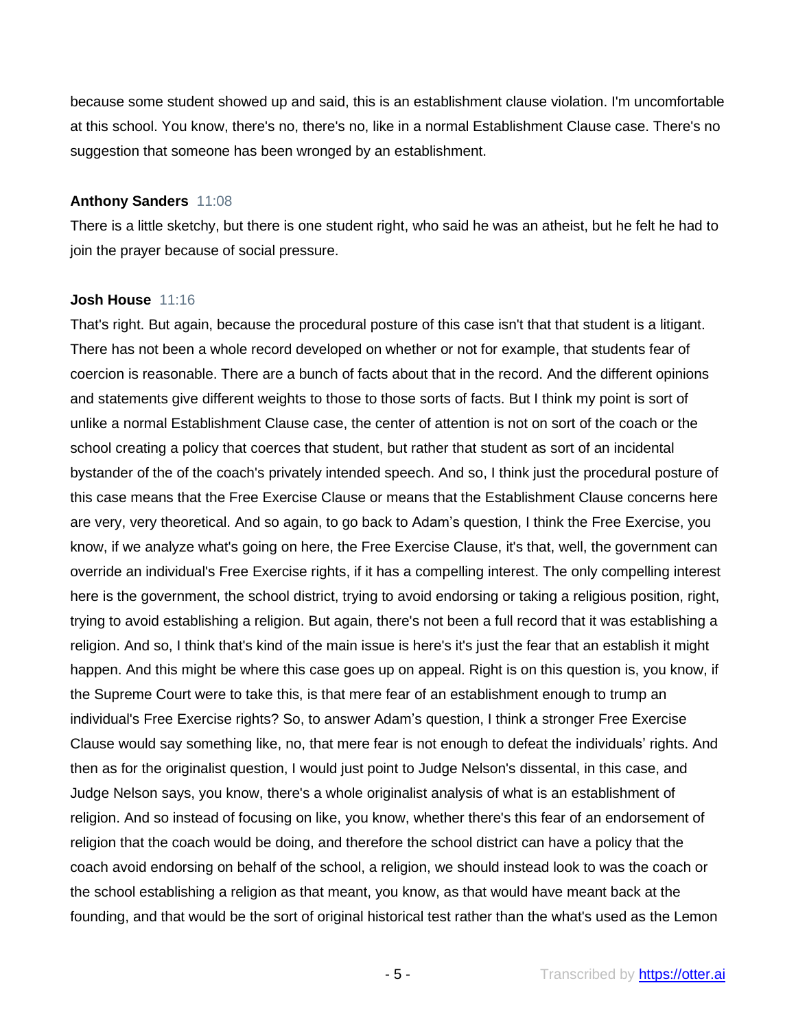because some student showed up and said, this is an establishment clause violation. I'm uncomfortable at this school. You know, there's no, there's no, like in a normal Establishment Clause case. There's no suggestion that someone has been wronged by an establishment.

**Anthony Sanders** 11:08

There is a little sketchy, but there is one student right, who said he was an atheist, but he felt he had to join the prayer because of social pressure.

**Josh House** 11:16

That's right. But again, because the procedural posture of this case isn't that that student is a litigant. There has not been a whole record developed on whether or not for example, that students fear of coercion is reasonable. There are a bunch of facts about that in the record. And the different opinions and statements give different weights to those to those sorts of facts. But I think my point is sort of unlike a normal Establishment Clause case, the center of attention is not on sort of the coach or the school creating a policy that coerces that student, but rather that student as sort of an incidental bystander of the of the coach's privately intended speech. And so, I think just the procedural posture of this case means that the Free Exercise Clause or means that the Establishment Clause concerns here are very, very theoretical. And so again, to go back to Adam's question, I think the Free Exercise, you know, if we analyze what's going on here, the Free Exercise Clause, it's that, well, the government can override an individual's Free Exercise rights, if it has a compelling interest. The only compelling interest here is the government, the school district, trying to avoid endorsing or taking a religious position, right, trying to avoid establishing a religion. But again, there's not been a full record that it was establishing a religion. And so, I think that's kind of the main issue is here's it's just the fear that an establish it might happen. And this might be where this case goes up on appeal. Right is on this question is, you know, if the Supreme Court were to take this, is that mere fear of an establishment enough to trump an individual's Free Exercise rights? So, to answer Adam's question, I think a stronger Free Exercise Clause would say something like, no, that mere fear is not enough to defeat the individuals' rights. And then as for the originalist question, I would just point to Judge Nelson's dissental, in this case, and Judge Nelson says, you know, there's a whole originalist analysis of what is an establishment of religion. And so instead of focusing on like, you know, whether there's this fear of an endorsement of religion that the coach would be doing, and therefore the school district can have a policy that the coach avoid endorsing on behalf of the school, a religion, we should instead look to was the coach or the school establishing a religion as that meant, you know, as that would have meant back at the founding, and that would be the sort of original historical test rather than the what's used as the Lemon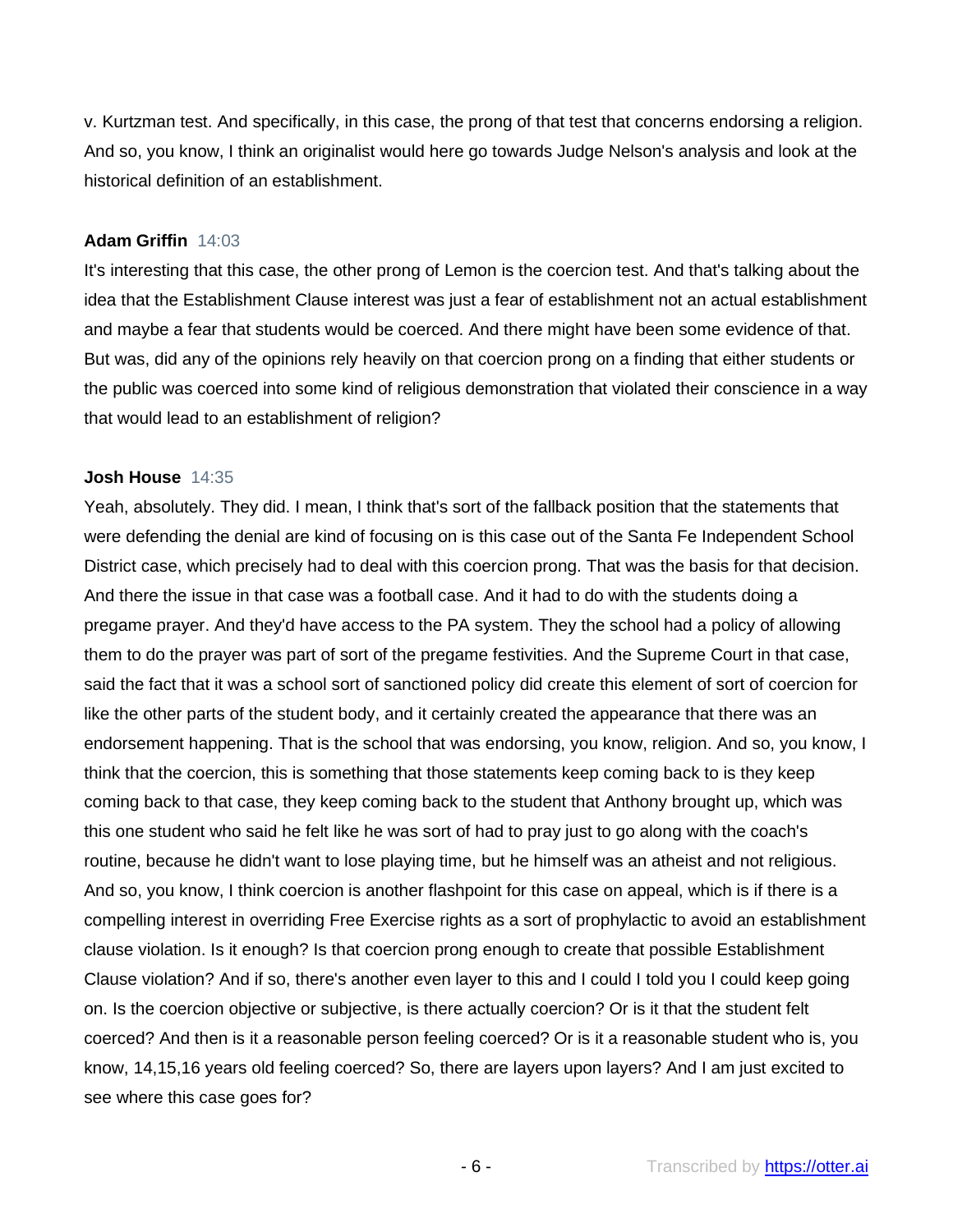v. Kurtzman test. And specifically, in this case, the prong of that test that concerns endorsing a religion. And so, you know, I think an originalist would here go towards Judge Nelson's analysis and look at the historical definition of an establishment.

**Adam Griffin** 14:03

It's interesting that this case, the other prong of Lemon is the coercion test. And that's talking about the idea that the Establishment Clause interest was just a fear of establishment not an actual establishment and maybe a fear that students would be coerced. And there might have been some evidence of that. But was, did any of the opinions rely heavily on that coercion prong on a finding that either students or the public was coerced into some kind of religious demonstration that violated their conscience in a way that would lead to an establishment of religion?

**Josh House** 14:35

Yeah, absolutely. They did. I mean, I think that's sort of the fallback position that the statements that were defending the denial are kind of focusing on is this case out of the Santa Fe Independent School District case, which precisely had to deal with this coercion prong. That was the basis for that decision. And there the issue in that case was a football case. And it had to do with the students doing a pregame prayer. And they'd have access to the PA system. They the school had a policy of allowing them to do the prayer was part of sort of the pregame festivities. And the Supreme Court in that case, said the fact that it was a school sort of sanctioned policy did create this element of sort of coercion for like the other parts of the student body, and it certainly created the appearance that there was an endorsement happening. That is the school that was endorsing, you know, religion. And so, you know, I think that the coercion, this is something that those statements keep coming back to is they keep coming back to that case, they keep coming back to the student that Anthony brought up, which was this one student who said he felt like he was sort of had to pray just to go along with the coach's routine, because he didn't want to lose playing time, but he himself was an atheist and not religious. And so, you know, I think coercion is another flashpoint for this case on appeal, which is if there is a compelling interest in overriding Free Exercise rights as a sort of prophylactic to avoid an establishment clause violation. Is it enough? Is that coercion prong enough to create that possible Establishment Clause violation? And if so, there's another even layer to this and I could I told you I could keep going on. Is the coercion objective or subjective, is there actually coercion? Or is it that the student felt coerced? And then is it a reasonable person feeling coerced? Or is it a reasonable student who is, you know, 14,15,16 years old feeling coerced? So, there are layers upon layers? And I am just excited to see where this case goes for?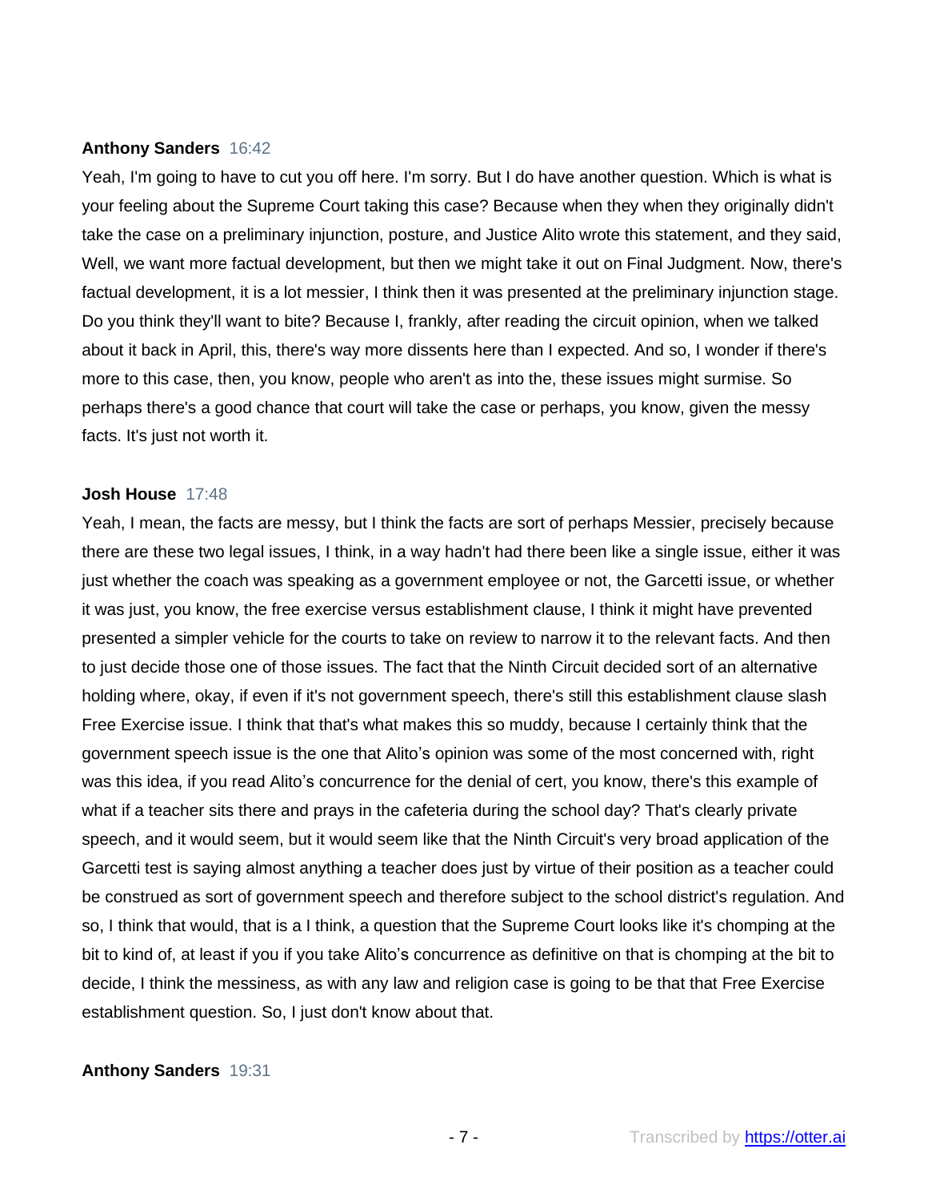**Anthony Sanders** 16:42

Yeah, I'm going to have to cut you off here. I'm sorry. But I do have another question. Which is what is your feeling about the Supreme Court taking this case? Because when they when they originally didn't take the case on a preliminary injunction, posture, and Justice Alito wrote this statement, and they said, Well, we want more factual development, but then we might take it out on Final Judgment. Now, there's factual development, it is a lot messier, I think then it was presented at the preliminary injunction stage. Do you think they'll want to bite? Because I, frankly, after reading the circuit opinion, when we talked about it back in April, this, there's way more dissents here than I expected. And so, I wonder if there's more to this case, then, you know, people who aren't as into the, these issues might surmise. So perhaps there's a good chance that court will take the case or perhaps, you know, given the messy facts. It's just not worth it.

**Josh House** 17:48

Yeah, I mean, the facts are messy, but I think the facts are sort of perhaps Messier, precisely because there are these two legal issues, I think, in a way hadn't had there been like a single issue, either it was just whether the coach was speaking as a government employee or not, the Garcetti issue, or whether it was just, you know, the free exercise versus establishment clause, I think it might have prevented presented a simpler vehicle for the courts to take on review to narrow it to the relevant facts. And then to just decide those one of those issues. The fact that the Ninth Circuit decided sort of an alternative holding where, okay, if even if it's not government speech, there's still this establishment clause slash Free Exercise issue. I think that that's what makes this so muddy, because I certainly think that the government speech issue is the one that Alito's opinion was some of the most concerned with, right was this idea, if you read Alito's concurrence for the denial of cert, you know, there's this example of what if a teacher sits there and prays in the cafeteria during the school day? That's clearly private speech, and it would seem, but it would seem like that the Ninth Circuit's very broad application of the Garcetti test is saying almost anything a teacher does just by virtue of their position as a teacher could be construed as sort of government speech and therefore subject to the school district's regulation. And so, I think that would, that is a I think, a question that the Supreme Court looks like it's chomping at the bit to kind of, at least if you if you take Alito's concurrence as definitive on that is chomping at the bit to decide, I think the messiness, as with any law and religion case is going to be that that Free Exercise establishment question. So, I just don't know about that.

**Anthony Sanders** 19:31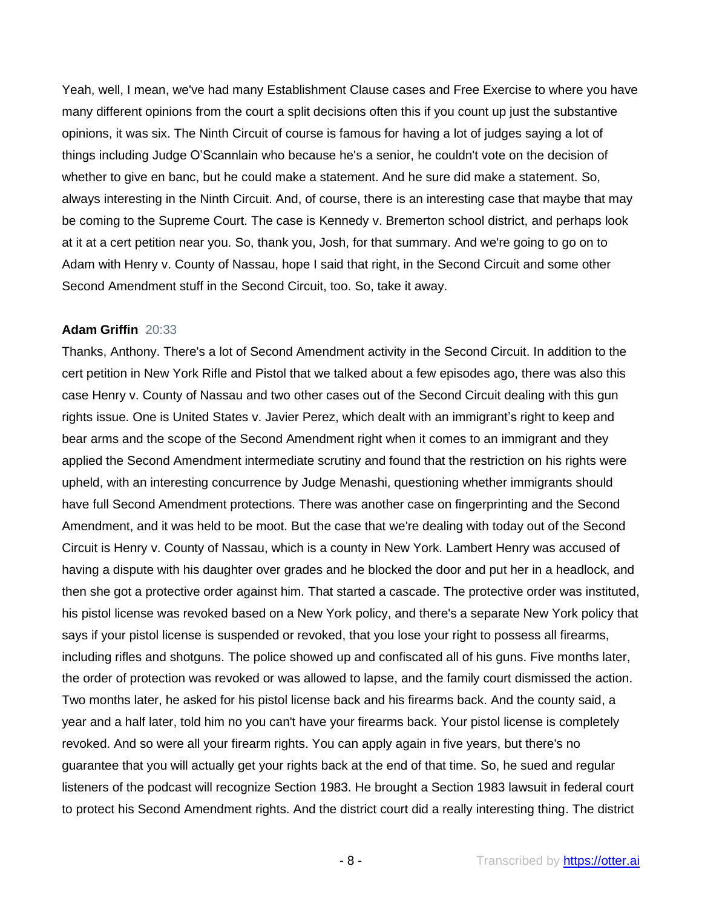Yeah, well, I mean, we've had many Establishment Clause cases and Free Exercise to where you have many different opinions from the court a split decisions often this if you count up just the substantive opinions, it was six. The Ninth Circuit of course is famous for having a lot of judges saying a lot of things including Judge O'Scannlain who because he's a senior, he couldn't vote on the decision of whether to give en banc, but he could make a statement. And he sure did make a statement. So, always interesting in the Ninth Circuit. And, of course, there is an interesting case that maybe that may be coming to the Supreme Court. The case is Kennedy v. Bremerton school district, and perhaps look at it at a cert petition near you. So, thank you, Josh, for that summary. And we're going to go on to Adam with Henry v. County of Nassau, hope I said that right, in the Second Circuit and some other Second Amendment stuff in the Second Circuit, too. So, take it away.

**Adam Griffin** 20:33

Thanks, Anthony. There's a lot of Second Amendment activity in the Second Circuit. In addition to the cert petition in New York Rifle and Pistol that we talked about a few episodes ago, there was also this case Henry v. County of Nassau and two other cases out of the Second Circuit dealing with this gun rights issue. One is United States v. Javier Perez, which dealt with an immigrant's right to keep and bear arms and the scope of the Second Amendment right when it comes to an immigrant and they applied the Second Amendment intermediate scrutiny and found that the restriction on his rights were upheld, with an interesting concurrence by Judge Menashi, questioning whether immigrants should have full Second Amendment protections. There was another case on fingerprinting and the Second Amendment, and it was held to be moot. But the case that we're dealing with today out of the Second Circuit is Henry v. County of Nassau, which is a county in New York. Lambert Henry was accused of having a dispute with his daughter over grades and he blocked the door and put her in a headlock, and then she got a protective order against him. That started a cascade. The protective order was instituted, his pistol license was revoked based on a New York policy, and there's a separate New York policy that says if your pistol license is suspended or revoked, that you lose your right to possess all firearms, including rifles and shotguns. The police showed up and confiscated all of his guns. Five months later, the order of protection was revoked or was allowed to lapse, and the family court dismissed the action. Two months later, he asked for his pistol license back and his firearms back. And the county said, a year and a half later, told him no you can't have your firearms back. Your pistol license is completely revoked. And so were all your firearm rights. You can apply again in five years, but there's no guarantee that you will actually get your rights back at the end of that time. So, he sued and regular listeners of the podcast will recognize Section 1983. He brought a Section 1983 lawsuit in federal court to protect his Second Amendment rights. And the district court did a really interesting thing. The district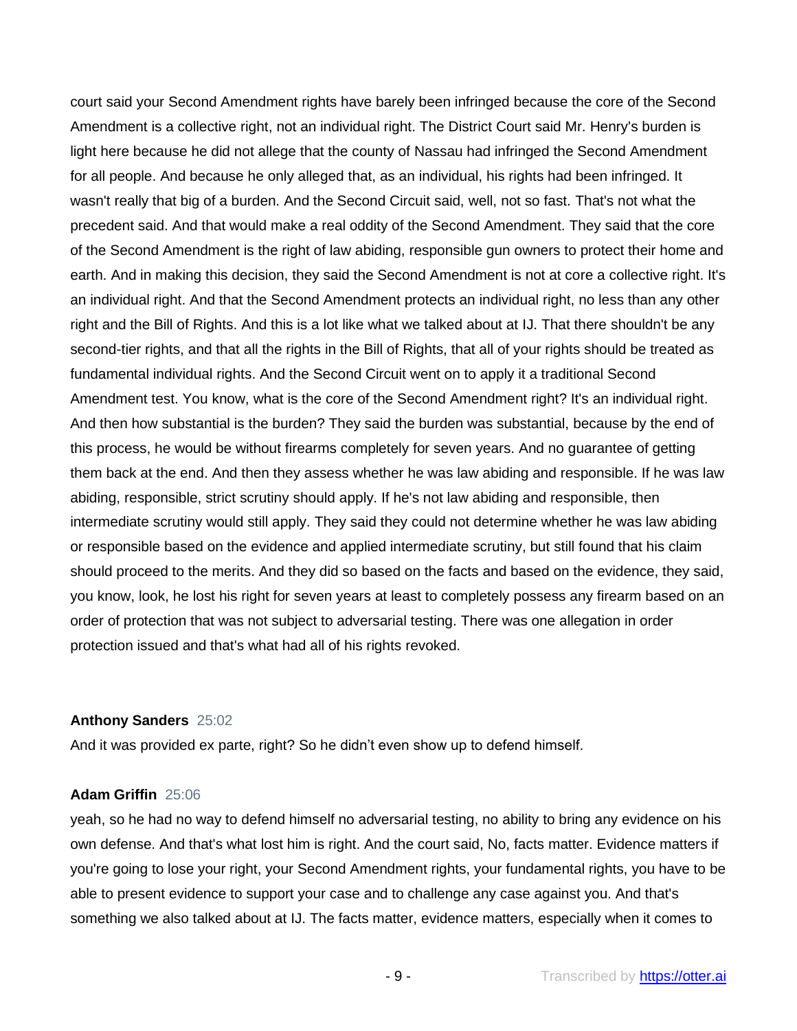court said your Second Amendment rights have barely been infringed because the core of the Second Amendment is a collective right, not an individual right. The District Court said Mr. Henry's burden is light here because he did not allege that the county of Nassau had infringed the Second Amendment for all people. And because he only alleged that, as an individual, his rights had been infringed. It wasn't really that big of a burden. And the Second Circuit said, well, not so fast. That's not what the precedent said. And that would make a real oddity of the Second Amendment. They said that the core of the Second Amendment is the right of law abiding, responsible gun owners to protect their home and earth. And in making this decision, they said the Second Amendment is not at core a collective right. It's an individual right. And that the Second Amendment protects an individual right, no less than any other right and the Bill of Rights. And this is a lot like what we talked about at IJ. That there shouldn't be any second-tier rights, and that all the rights in the Bill of Rights, that all of your rights should be treated as fundamental individual rights. And the Second Circuit went on to apply it a traditional Second Amendment test. You know, what is the core of the Second Amendment right? It's an individual right. And then how substantial is the burden? They said the burden was substantial, because by the end of this process, he would be without firearms completely for seven years. And no guarantee of getting them back at the end. And then they assess whether he was law abiding and responsible. If he was law abiding, responsible, strict scrutiny should apply. If he's not law abiding and responsible, then intermediate scrutiny would still apply. They said they could not determine whether he was law abiding or responsible based on the evidence and applied intermediate scrutiny, but still found that his claim should proceed to the merits. And they did so based on the facts and based on the evidence, they said, you know, look, he lost his right for seven years at least to completely possess any firearm based on an order of protection that was not subject to adversarial testing. There was one allegation in order protection issued and that's what had all of his rights revoked.

**Anthony Sanders** 25:02

And it was provided ex parte, right? So he didn't even show up to defend himself.

**Adam Griffin** 25:06

yeah, so he had no way to defend himself no adversarial testing, no ability to bring any evidence on his own defense. And that's what lost him is right. And the court said, No, facts matter. Evidence matters if you're going to lose your right, your Second Amendment rights, your fundamental rights, you have to be able to present evidence to support your case and to challenge any case against you. And that's something we also talked about at IJ. The facts matter, evidence matters, especially when it comes to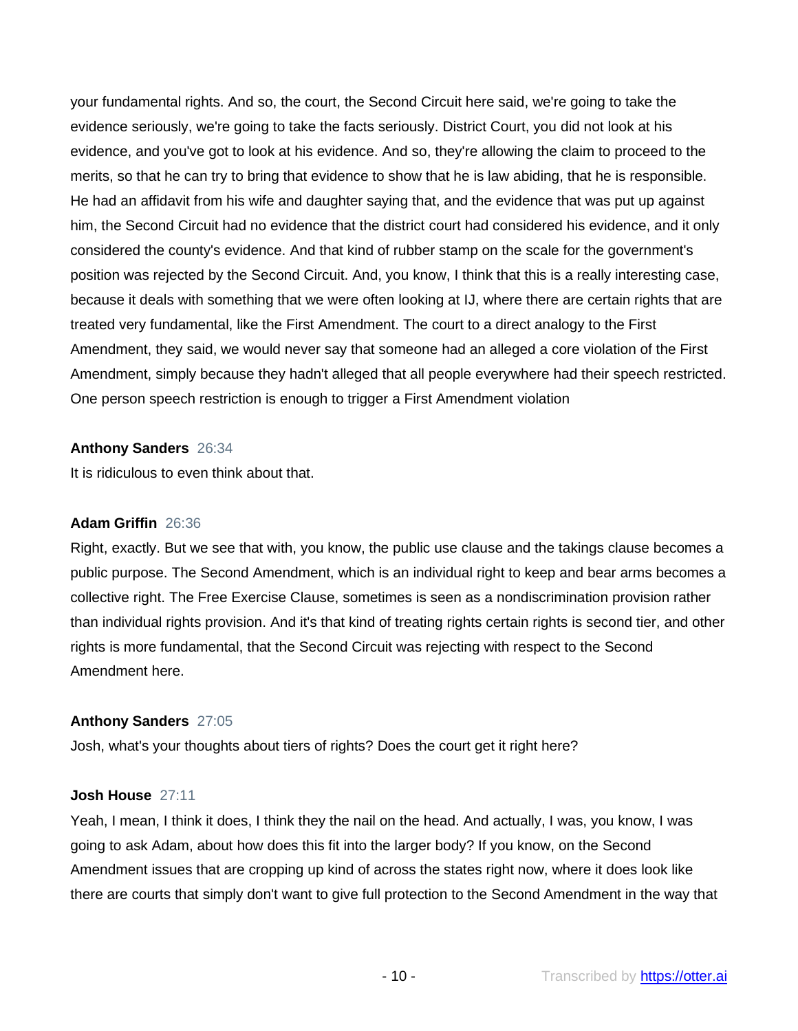your fundamental rights. And so, the court, the Second Circuit here said, we're going to take the evidence seriously, we're going to take the facts seriously. District Court, you did not look at his evidence, and you've got to look at his evidence. And so, they're allowing the claim to proceed to the merits, so that he can try to bring that evidence to show that he is law abiding, that he is responsible. He had an affidavit from his wife and daughter saying that, and the evidence that was put up against him, the Second Circuit had no evidence that the district court had considered his evidence, and it only considered the county's evidence. And that kind of rubber stamp on the scale for the government's position was rejected by the Second Circuit. And, you know, I think that this is a really interesting case, because it deals with something that we were often looking at IJ, where there are certain rights that are treated very fundamental, like the First Amendment. The court to a direct analogy to the First Amendment, they said, we would never say that someone had an alleged a core violation of the First Amendment, simply because they hadn't alleged that all people everywhere had their speech restricted. One person speech restriction is enough to trigger a First Amendment violation

**Anthony Sanders** 26:34
It is ridiculous to even think about that.

**Adam Griffin** 26:36
Right, exactly. But we see that with, you know, the public use clause and the takings clause becomes a public purpose. The Second Amendment, which is an individual right to keep and bear arms becomes a collective right. The Free Exercise Clause, sometimes is seen as a nondiscrimination provision rather than individual rights provision. And it's that kind of treating rights certain rights is second tier, and other rights is more fundamental, that the Second Circuit was rejecting with respect to the Second Amendment here.

**Anthony Sanders** 27:05
Josh, what's your thoughts about tiers of rights? Does the court get it right here?

**Josh House** 27:11
Yeah, I mean, I think it does, I think they the nail on the head. And actually, I was, you know, I was going to ask Adam, about how does this fit into the larger body? If you know, on the Second Amendment issues that are cropping up kind of across the states right now, where it does look like there are courts that simply don't want to give full protection to the Second Amendment in the way that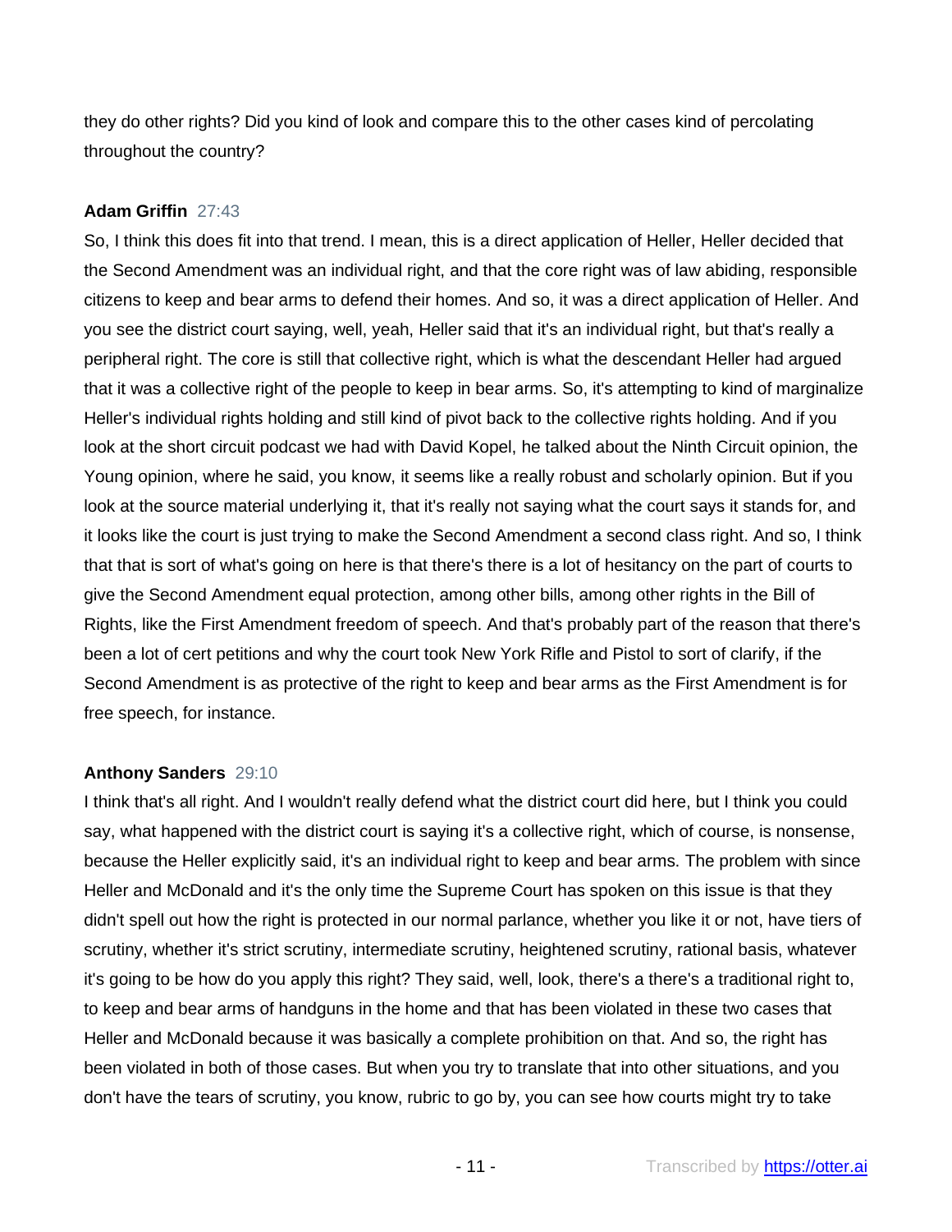they do other rights? Did you kind of look and compare this to the other cases kind of percolating throughout the country?

**Adam Griffin** 27:43

So, I think this does fit into that trend. I mean, this is a direct application of Heller, Heller decided that the Second Amendment was an individual right, and that the core right was of law abiding, responsible citizens to keep and bear arms to defend their homes. And so, it was a direct application of Heller. And you see the district court saying, well, yeah, Heller said that it's an individual right, but that's really a peripheral right. The core is still that collective right, which is what the descendant Heller had argued that it was a collective right of the people to keep in bear arms. So, it's attempting to kind of marginalize Heller's individual rights holding and still kind of pivot back to the collective rights holding. And if you look at the short circuit podcast we had with David Kopel, he talked about the Ninth Circuit opinion, the Young opinion, where he said, you know, it seems like a really robust and scholarly opinion. But if you look at the source material underlying it, that it's really not saying what the court says it stands for, and it looks like the court is just trying to make the Second Amendment a second class right. And so, I think that that is sort of what's going on here is that there's there is a lot of hesitancy on the part of courts to give the Second Amendment equal protection, among other bills, among other rights in the Bill of Rights, like the First Amendment freedom of speech. And that's probably part of the reason that there's been a lot of cert petitions and why the court took New York Rifle and Pistol to sort of clarify, if the Second Amendment is as protective of the right to keep and bear arms as the First Amendment is for free speech, for instance.

**Anthony Sanders** 29:10

I think that's all right. And I wouldn't really defend what the district court did here, but I think you could say, what happened with the district court is saying it's a collective right, which of course, is nonsense, because the Heller explicitly said, it's an individual right to keep and bear arms. The problem with since Heller and McDonald and it's the only time the Supreme Court has spoken on this issue is that they didn't spell out how the right is protected in our normal parlance, whether you like it or not, have tiers of scrutiny, whether it's strict scrutiny, intermediate scrutiny, heightened scrutiny, rational basis, whatever it's going to be how do you apply this right? They said, well, look, there's a there's a traditional right to, to keep and bear arms of handguns in the home and that has been violated in these two cases that Heller and McDonald because it was basically a complete prohibition on that. And so, the right has been violated in both of those cases. But when you try to translate that into other situations, and you don't have the tears of scrutiny, you know, rubric to go by, you can see how courts might try to take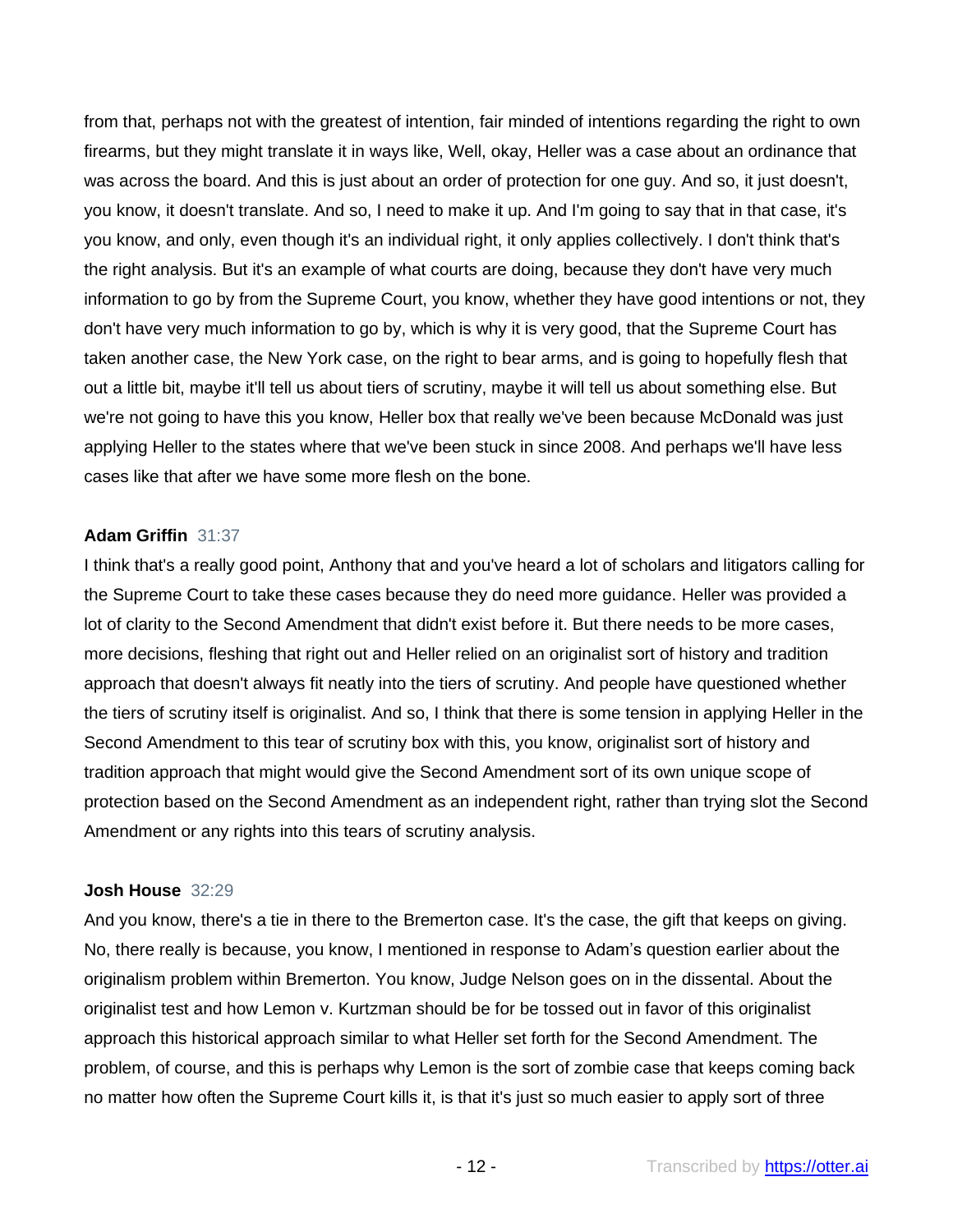from that, perhaps not with the greatest of intention, fair minded of intentions regarding the right to own firearms, but they might translate it in ways like, Well, okay, Heller was a case about an ordinance that was across the board. And this is just about an order of protection for one guy. And so, it just doesn't, you know, it doesn't translate. And so, I need to make it up. And I'm going to say that in that case, it's you know, and only, even though it's an individual right, it only applies collectively. I don't think that's the right analysis. But it's an example of what courts are doing, because they don't have very much information to go by from the Supreme Court, you know, whether they have good intentions or not, they don't have very much information to go by, which is why it is very good, that the Supreme Court has taken another case, the New York case, on the right to bear arms, and is going to hopefully flesh that out a little bit, maybe it'll tell us about tiers of scrutiny, maybe it will tell us about something else. But we're not going to have this you know, Heller box that really we've been because McDonald was just applying Heller to the states where that we've been stuck in since 2008. And perhaps we'll have less cases like that after we have some more flesh on the bone.

**Adam Griffin** 31:37

I think that's a really good point, Anthony that and you've heard a lot of scholars and litigators calling for the Supreme Court to take these cases because they do need more guidance. Heller was provided a lot of clarity to the Second Amendment that didn't exist before it. But there needs to be more cases, more decisions, fleshing that right out and Heller relied on an originalist sort of history and tradition approach that doesn't always fit neatly into the tiers of scrutiny. And people have questioned whether the tiers of scrutiny itself is originalist. And so, I think that there is some tension in applying Heller in the Second Amendment to this tear of scrutiny box with this, you know, originalist sort of history and tradition approach that might would give the Second Amendment sort of its own unique scope of protection based on the Second Amendment as an independent right, rather than trying slot the Second Amendment or any rights into this tears of scrutiny analysis.

**Josh House** 32:29

And you know, there's a tie in there to the Bremerton case. It's the case, the gift that keeps on giving. No, there really is because, you know, I mentioned in response to Adam's question earlier about the originalism problem within Bremerton. You know, Judge Nelson goes on in the dissental. About the originalist test and how Lemon v. Kurtzman should be for be tossed out in favor of this originalist approach this historical approach similar to what Heller set forth for the Second Amendment. The problem, of course, and this is perhaps why Lemon is the sort of zombie case that keeps coming back no matter how often the Supreme Court kills it, is that it's just so much easier to apply sort of three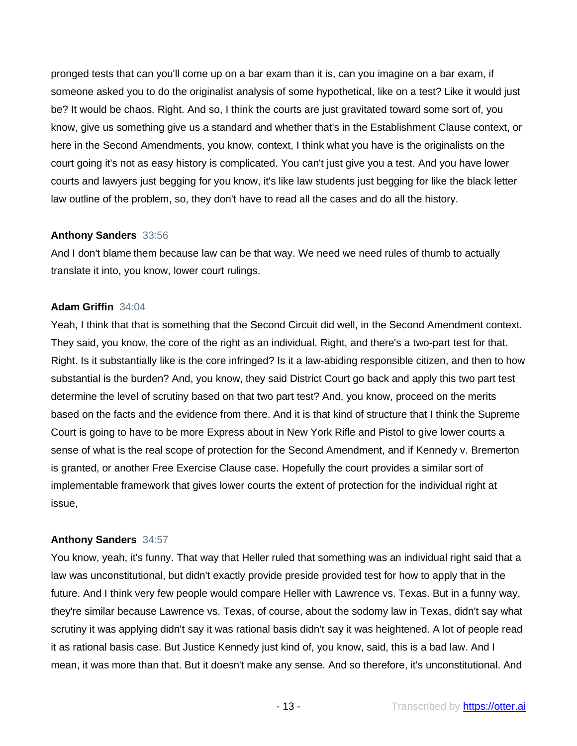pronged tests that can you'll come up on a bar exam than it is, can you imagine on a bar exam, if someone asked you to do the originalist analysis of some hypothetical, like on a test? Like it would just be? It would be chaos. Right. And so, I think the courts are just gravitated toward some sort of, you know, give us something give us a standard and whether that's in the Establishment Clause context, or here in the Second Amendments, you know, context, I think what you have is the originalists on the court going it's not as easy history is complicated. You can't just give you a test. And you have lower courts and lawyers just begging for you know, it's like law students just begging for like the black letter law outline of the problem, so, they don't have to read all the cases and do all the history.

**Anthony Sanders** 33:56

And I don't blame them because law can be that way. We need we need rules of thumb to actually translate it into, you know, lower court rulings.

**Adam Griffin** 34:04

Yeah, I think that that is something that the Second Circuit did well, in the Second Amendment context. They said, you know, the core of the right as an individual. Right, and there's a two-part test for that. Right. Is it substantially like is the core infringed? Is it a law-abiding responsible citizen, and then to how substantial is the burden? And, you know, they said District Court go back and apply this two part test determine the level of scrutiny based on that two part test? And, you know, proceed on the merits based on the facts and the evidence from there. And it is that kind of structure that I think the Supreme Court is going to have to be more Express about in New York Rifle and Pistol to give lower courts a sense of what is the real scope of protection for the Second Amendment, and if Kennedy v. Bremerton is granted, or another Free Exercise Clause case. Hopefully the court provides a similar sort of implementable framework that gives lower courts the extent of protection for the individual right at issue,

**Anthony Sanders** 34:57

You know, yeah, it's funny. That way that Heller ruled that something was an individual right said that a law was unconstitutional, but didn't exactly provide preside provided test for how to apply that in the future. And I think very few people would compare Heller with Lawrence vs. Texas. But in a funny way, they're similar because Lawrence vs. Texas, of course, about the sodomy law in Texas, didn't say what scrutiny it was applying didn't say it was rational basis didn't say it was heightened. A lot of people read it as rational basis case. But Justice Kennedy just kind of, you know, said, this is a bad law. And I mean, it was more than that. But it doesn't make any sense. And so therefore, it's unconstitutional. And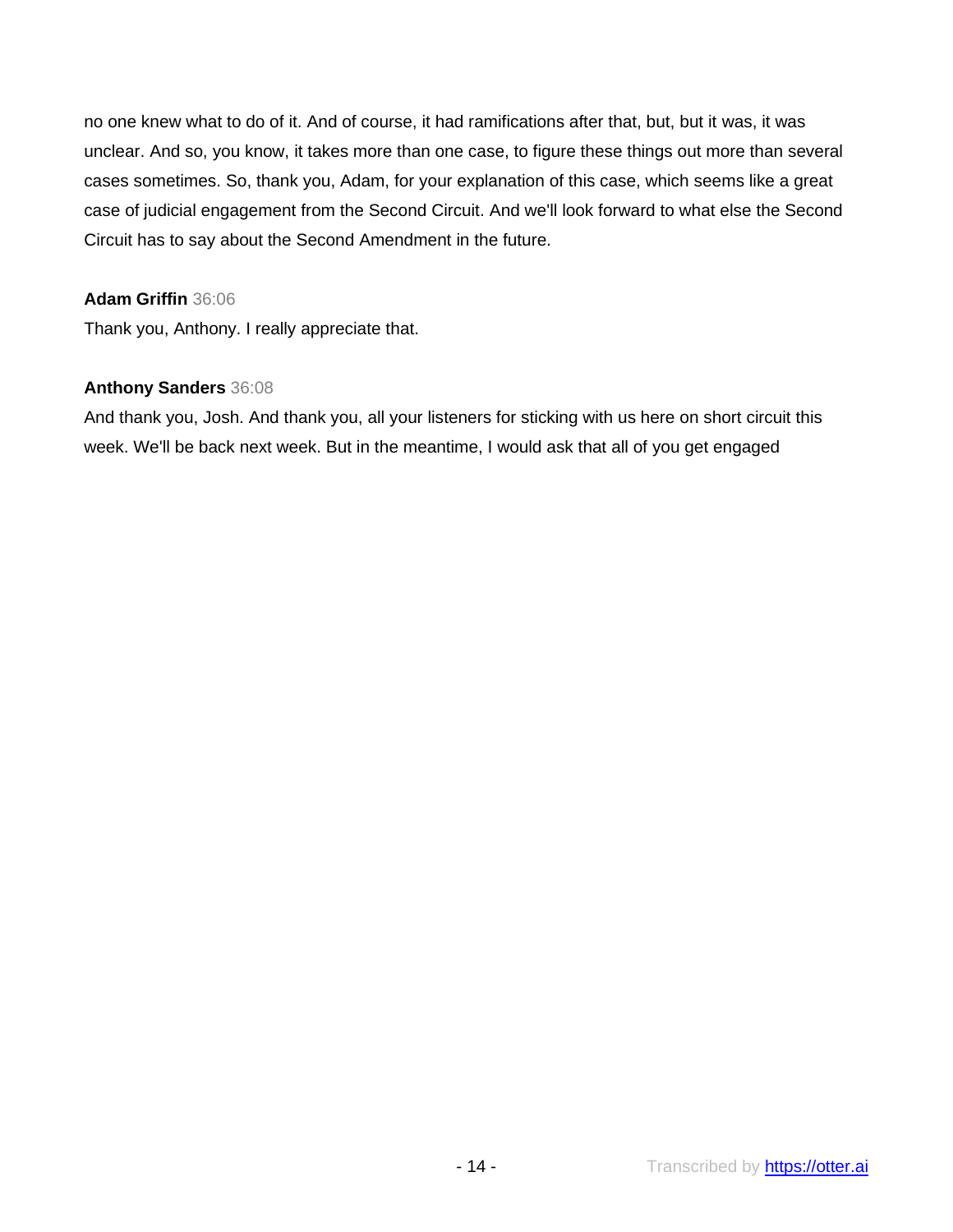no one knew what to do of it. And of course, it had ramifications after that, but, but it was, it was unclear. And so, you know, it takes more than one case, to figure these things out more than several cases sometimes. So, thank you, Adam, for your explanation of this case, which seems like a great case of judicial engagement from the Second Circuit. And we'll look forward to what else the Second Circuit has to say about the Second Amendment in the future.

**Adam Griffin** 36:06

Thank you, Anthony. I really appreciate that.

**Anthony Sanders** 36:08

And thank you, Josh. And thank you, all your listeners for sticking with us here on short circuit this week. We'll be back next week. But in the meantime, I would ask that all of you get engaged